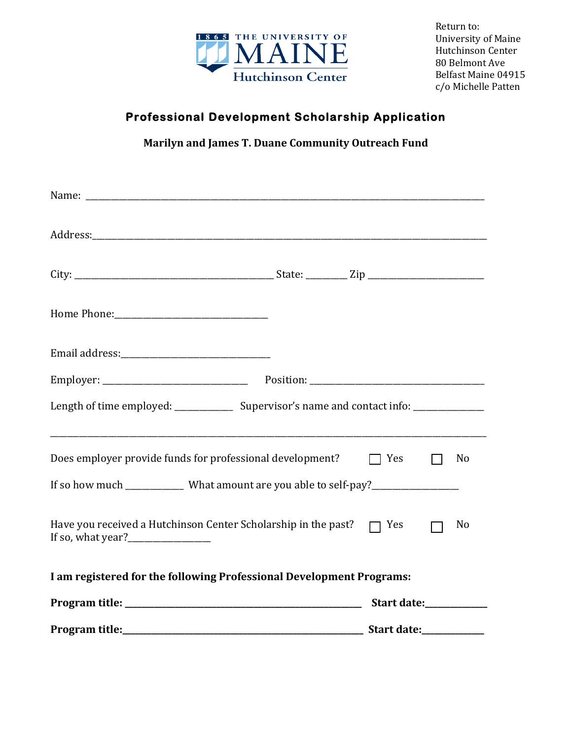Return to:
University of Maine
Hutchinson Center
80 Belmont Ave
Belfast Maine 04915
c/o Michelle Patten

# Professional Development Scholarship Application

## Marilyn and James T. Duane Community Outreach Fund

Name: ______________________________________________________________________________

Address:____________________________________________________________________________

City: ________________________________________ State: ________ Zip _______________________

Home Phone:_________________________________

Email address:_________________________________

Employer: ________________________________ Position: _____________________________________

Length of time employed: ____________ Supervisor's name and contact info: _______________

____________________________________________________________________________________

Does employer provide funds for professional development? ☐ Yes ☐ No

If so how much ____________ What amount are you able to self-pay?__________________

Have you received a Hutchinson Center Scholarship in the past? ☐ Yes ☐ No
If so, what year?_________________

**I am registered for the following Professional Development Programs:**

**Program title: _______________________________________________ Start date:____________**

**Program title:_______________________________________________ Start date:____________**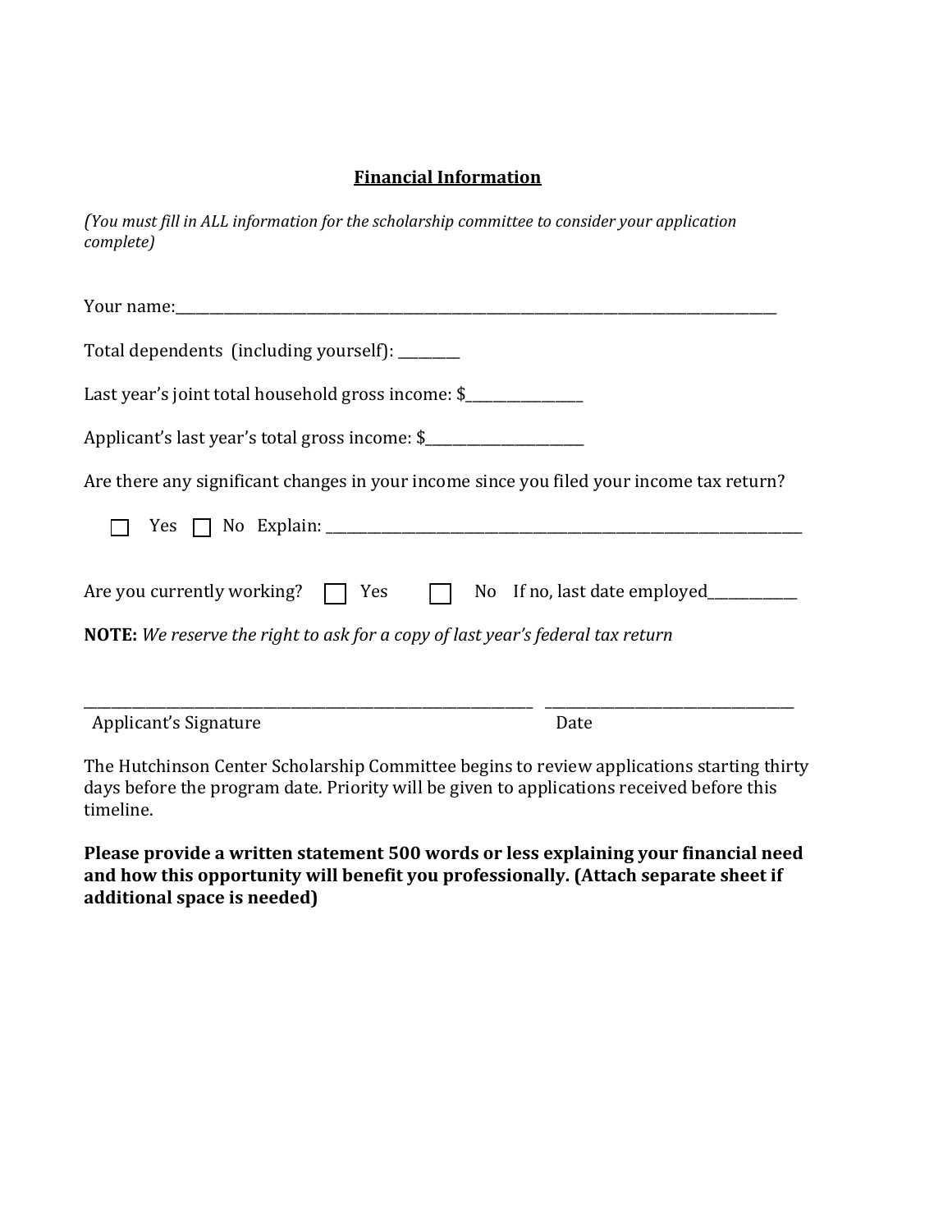**Financial Information**

*(You must fill in ALL information for the scholarship committee to consider your application complete)*

Your name:_______________________________________________________________________________

Total dependents (including yourself): ________

Last year's joint total household gross income: $________________

Applicant's last year's total gross income: $______________________

Are there any significant changes in your income since you filed your income tax return?

☐ Yes ☐ No Explain: _________________________________________________________________

Are you currently working? ☐ Yes ☐ No If no, last date employed____________

**NOTE:** *We reserve the right to ask for a copy of last year's federal tax return*

_______________________________________________________________ ___________________________________

Applicant's Signature Date

The Hutchinson Center Scholarship Committee begins to review applications starting thirty days before the program date. Priority will be given to applications received before this timeline.

**Please provide a written statement 500 words or less explaining your financial need and how this opportunity will benefit you professionally. (Attach separate sheet if additional space is needed)**